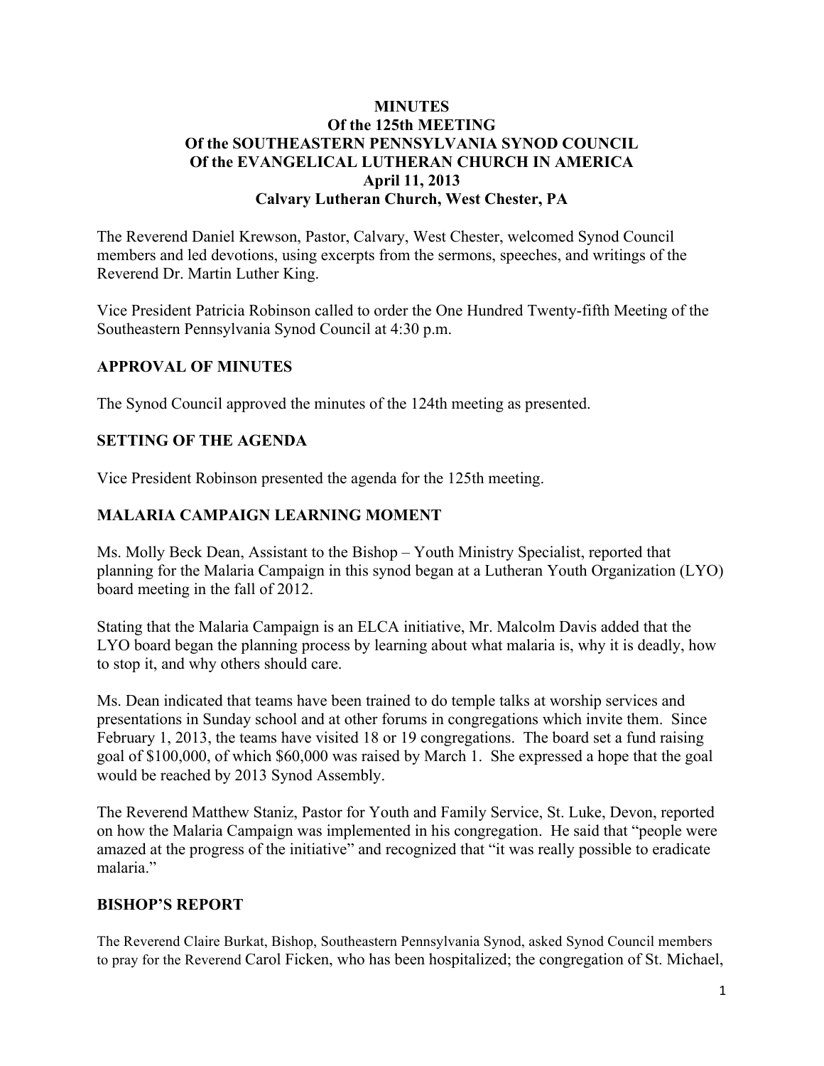**MINUTES**
**Of the 125th MEETING**
**Of the SOUTHEASTERN PENNSYLVANIA SYNOD COUNCIL**
**Of the EVANGELICAL LUTHERAN CHURCH IN AMERICA**
**April 11, 2013**
**Calvary Lutheran Church, West Chester, PA**

The Reverend Daniel Krewson, Pastor, Calvary, West Chester, welcomed Synod Council members and led devotions, using excerpts from the sermons, speeches, and writings of the Reverend Dr. Martin Luther King.

Vice President Patricia Robinson called to order the One Hundred Twenty-fifth Meeting of the Southeastern Pennsylvania Synod Council at 4:30 p.m.

## APPROVAL OF MINUTES

The Synod Council approved the minutes of the 124th meeting as presented.

## SETTING OF THE AGENDA

Vice President Robinson presented the agenda for the 125th meeting.

## MALARIA CAMPAIGN LEARNING MOMENT

Ms. Molly Beck Dean, Assistant to the Bishop – Youth Ministry Specialist, reported that planning for the Malaria Campaign in this synod began at a Lutheran Youth Organization (LYO) board meeting in the fall of 2012.

Stating that the Malaria Campaign is an ELCA initiative, Mr. Malcolm Davis added that the LYO board began the planning process by learning about what malaria is, why it is deadly, how to stop it, and why others should care.

Ms. Dean indicated that teams have been trained to do temple talks at worship services and presentations in Sunday school and at other forums in congregations which invite them. Since February 1, 2013, the teams have visited 18 or 19 congregations. The board set a fund raising goal of $100,000, of which $60,000 was raised by March 1. She expressed a hope that the goal would be reached by 2013 Synod Assembly.

The Reverend Matthew Staniz, Pastor for Youth and Family Service, St. Luke, Devon, reported on how the Malaria Campaign was implemented in his congregation. He said that "people were amazed at the progress of the initiative" and recognized that "it was really possible to eradicate malaria."

## BISHOP'S REPORT

The Reverend Claire Burkat, Bishop, Southeastern Pennsylvania Synod, asked Synod Council members to pray for the Reverend Carol Ficken, who has been hospitalized; the congregation of St. Michael,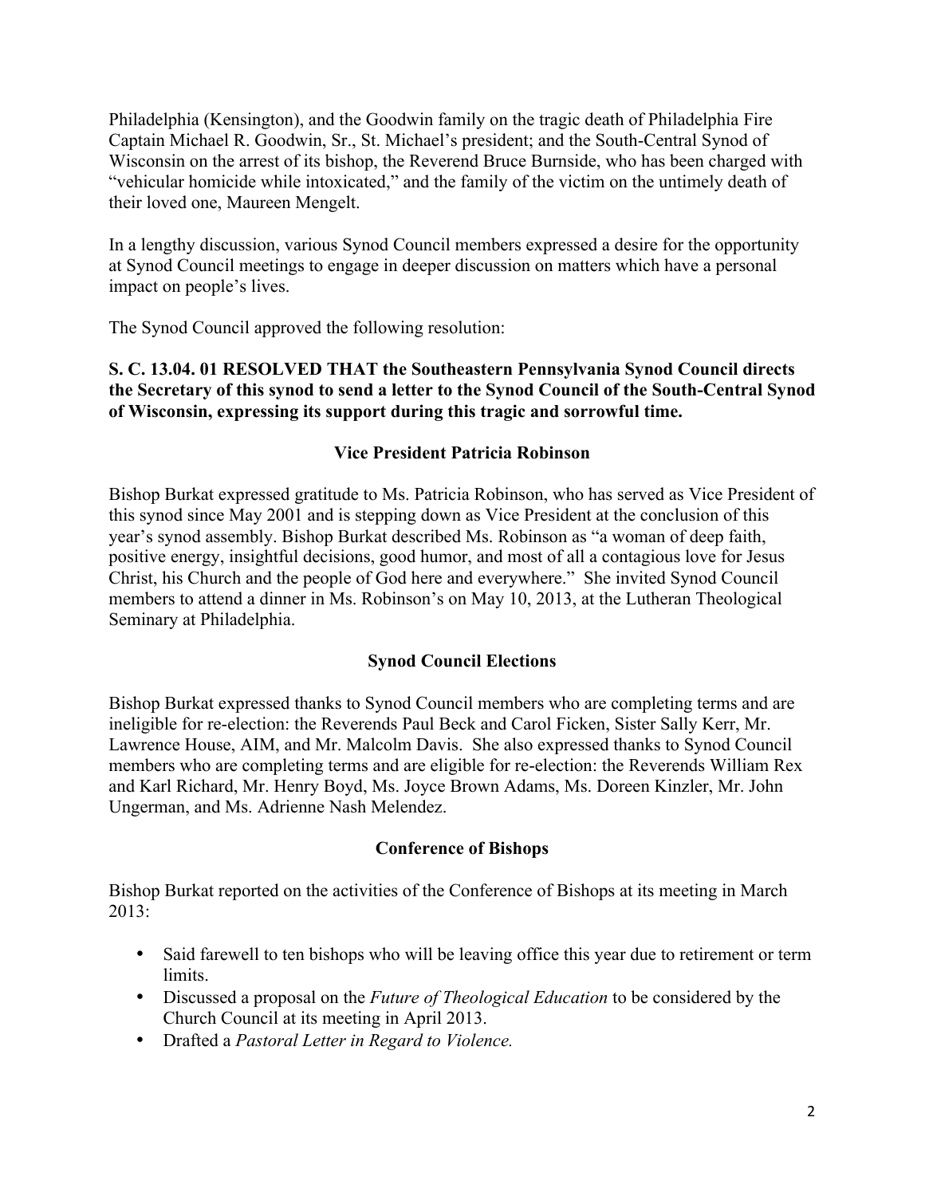Philadelphia (Kensington), and the Goodwin family on the tragic death of Philadelphia Fire Captain Michael R. Goodwin, Sr., St. Michael's president; and the South-Central Synod of Wisconsin on the arrest of its bishop, the Reverend Bruce Burnside, who has been charged with "vehicular homicide while intoxicated," and the family of the victim on the untimely death of their loved one, Maureen Mengelt.

In a lengthy discussion, various Synod Council members expressed a desire for the opportunity at Synod Council meetings to engage in deeper discussion on matters which have a personal impact on people's lives.

The Synod Council approved the following resolution:

**S. C. 13.04. 01 RESOLVED THAT the Southeastern Pennsylvania Synod Council directs the Secretary of this synod to send a letter to the Synod Council of the South-Central Synod of Wisconsin, expressing its support during this tragic and sorrowful time.**

## Vice President Patricia Robinson

Bishop Burkat expressed gratitude to Ms. Patricia Robinson, who has served as Vice President of this synod since May 2001 and is stepping down as Vice President at the conclusion of this year's synod assembly. Bishop Burkat described Ms. Robinson as "a woman of deep faith, positive energy, insightful decisions, good humor, and most of all a contagious love for Jesus Christ, his Church and the people of God here and everywhere." She invited Synod Council members to attend a dinner in Ms. Robinson's on May 10, 2013, at the Lutheran Theological Seminary at Philadelphia.

## Synod Council Elections

Bishop Burkat expressed thanks to Synod Council members who are completing terms and are ineligible for re-election: the Reverends Paul Beck and Carol Ficken, Sister Sally Kerr, Mr. Lawrence House, AIM, and Mr. Malcolm Davis. She also expressed thanks to Synod Council members who are completing terms and are eligible for re-election: the Reverends William Rex and Karl Richard, Mr. Henry Boyd, Ms. Joyce Brown Adams, Ms. Doreen Kinzler, Mr. John Ungerman, and Ms. Adrienne Nash Melendez.

## Conference of Bishops

Bishop Burkat reported on the activities of the Conference of Bishops at its meeting in March 2013:

- Said farewell to ten bishops who will be leaving office this year due to retirement or term limits.
- Discussed a proposal on the *Future of Theological Education* to be considered by the Church Council at its meeting in April 2013.
- Drafted a *Pastoral Letter in Regard to Violence.*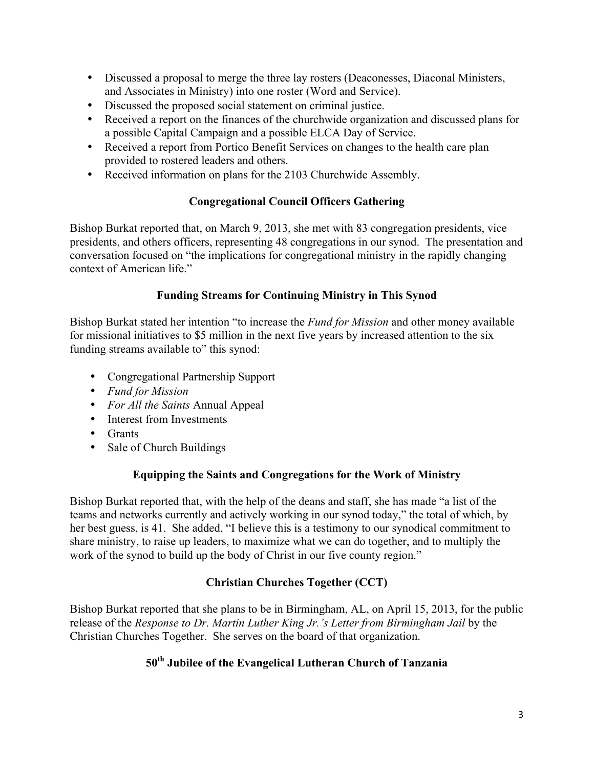- Discussed a proposal to merge the three lay rosters (Deaconesses, Diaconal Ministers, and Associates in Ministry) into one roster (Word and Service).
- Discussed the proposed social statement on criminal justice.
- Received a report on the finances of the churchwide organization and discussed plans for a possible Capital Campaign and a possible ELCA Day of Service.
- Received a report from Portico Benefit Services on changes to the health care plan provided to rostered leaders and others.
- Received information on plans for the 2103 Churchwide Assembly.

## Congregational Council Officers Gathering

Bishop Burkat reported that, on March 9, 2013, she met with 83 congregation presidents, vice presidents, and others officers, representing 48 congregations in our synod. The presentation and conversation focused on "the implications for congregational ministry in the rapidly changing context of American life."

## Funding Streams for Continuing Ministry in This Synod

Bishop Burkat stated her intention "to increase the *Fund for Mission* and other money available for missional initiatives to $5 million in the next five years by increased attention to the six funding streams available to" this synod:

- Congregational Partnership Support
- *Fund for Mission*
- *For All the Saints* Annual Appeal
- Interest from Investments
- Grants
- Sale of Church Buildings

## Equipping the Saints and Congregations for the Work of Ministry

Bishop Burkat reported that, with the help of the deans and staff, she has made "a list of the teams and networks currently and actively working in our synod today," the total of which, by her best guess, is 41. She added, "I believe this is a testimony to our synodical commitment to share ministry, to raise up leaders, to maximize what we can do together, and to multiply the work of the synod to build up the body of Christ in our five county region."

## Christian Churches Together (CCT)

Bishop Burkat reported that she plans to be in Birmingham, AL, on April 15, 2013, for the public release of the *Response to Dr. Martin Luther King Jr.'s Letter from Birmingham Jail* by the Christian Churches Together. She serves on the board of that organization.

## 50th Jubilee of the Evangelical Lutheran Church of Tanzania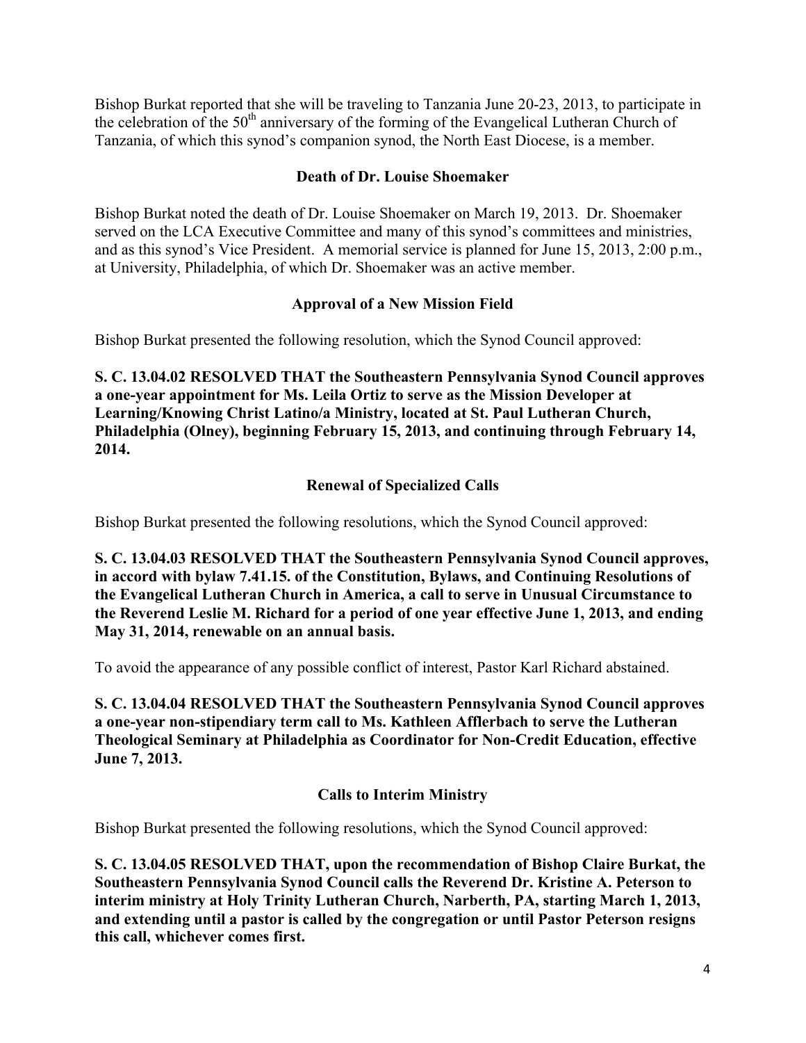Bishop Burkat reported that she will be traveling to Tanzania June 20-23, 2013, to participate in the celebration of the 50th anniversary of the forming of the Evangelical Lutheran Church of Tanzania, of which this synod's companion synod, the North East Diocese, is a member.

## Death of Dr. Louise Shoemaker

Bishop Burkat noted the death of Dr. Louise Shoemaker on March 19, 2013. Dr. Shoemaker served on the LCA Executive Committee and many of this synod's committees and ministries, and as this synod's Vice President. A memorial service is planned for June 15, 2013, 2:00 p.m., at University, Philadelphia, of which Dr. Shoemaker was an active member.

## Approval of a New Mission Field

Bishop Burkat presented the following resolution, which the Synod Council approved:

**S. C. 13.04.02 RESOLVED THAT the Southeastern Pennsylvania Synod Council approves a one-year appointment for Ms. Leila Ortiz to serve as the Mission Developer at Learning/Knowing Christ Latino/a Ministry, located at St. Paul Lutheran Church, Philadelphia (Olney), beginning February 15, 2013, and continuing through February 14, 2014.**

## Renewal of Specialized Calls

Bishop Burkat presented the following resolutions, which the Synod Council approved:

**S. C. 13.04.03 RESOLVED THAT the Southeastern Pennsylvania Synod Council approves, in accord with bylaw 7.41.15. of the Constitution, Bylaws, and Continuing Resolutions of the Evangelical Lutheran Church in America, a call to serve in Unusual Circumstance to the Reverend Leslie M. Richard for a period of one year effective June 1, 2013, and ending May 31, 2014, renewable on an annual basis.**

To avoid the appearance of any possible conflict of interest, Pastor Karl Richard abstained.

**S. C. 13.04.04 RESOLVED THAT the Southeastern Pennsylvania Synod Council approves a one-year non-stipendiary term call to Ms. Kathleen Afflerbach to serve the Lutheran Theological Seminary at Philadelphia as Coordinator for Non-Credit Education, effective June 7, 2013.**

## Calls to Interim Ministry

Bishop Burkat presented the following resolutions, which the Synod Council approved:

**S. C. 13.04.05 RESOLVED THAT, upon the recommendation of Bishop Claire Burkat, the Southeastern Pennsylvania Synod Council calls the Reverend Dr. Kristine A. Peterson to interim ministry at Holy Trinity Lutheran Church, Narberth, PA, starting March 1, 2013, and extending until a pastor is called by the congregation or until Pastor Peterson resigns this call, whichever comes first.**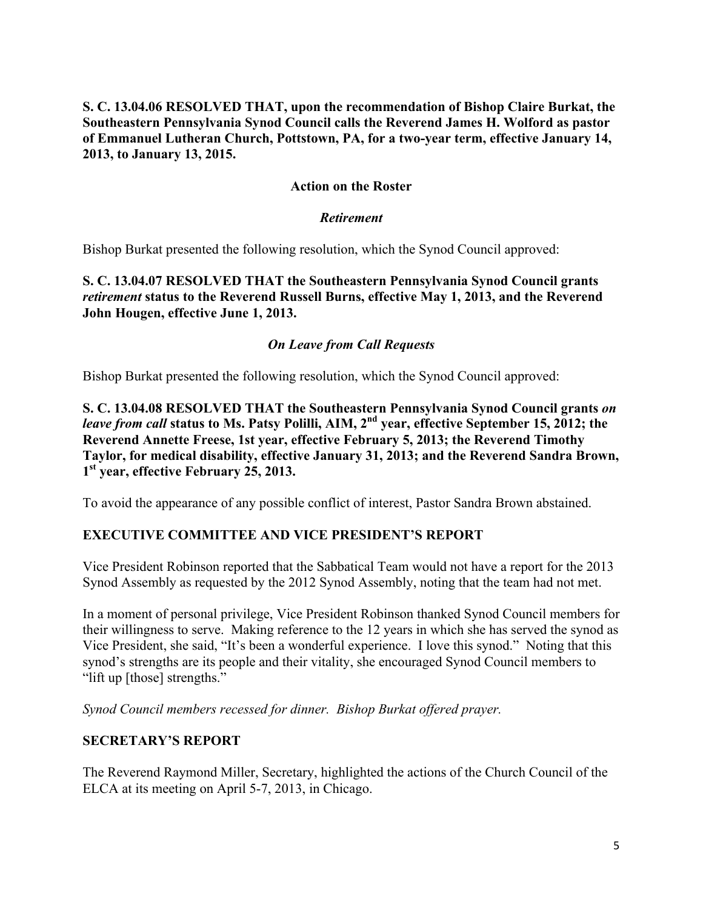**S. C. 13.04.06 RESOLVED THAT, upon the recommendation of Bishop Claire Burkat, the Southeastern Pennsylvania Synod Council calls the Reverend James H. Wolford as pastor of Emmanuel Lutheran Church, Pottstown, PA, for a two-year term, effective January 14, 2013, to January 13, 2015.**

## Action on the Roster

### *Retirement*

Bishop Burkat presented the following resolution, which the Synod Council approved:

**S. C. 13.04.07 RESOLVED THAT the Southeastern Pennsylvania Synod Council grants *retirement* status to the Reverend Russell Burns, effective May 1, 2013, and the Reverend John Hougen, effective June 1, 2013.**

### *On Leave from Call Requests*

Bishop Burkat presented the following resolution, which the Synod Council approved:

**S. C. 13.04.08 RESOLVED THAT the Southeastern Pennsylvania Synod Council grants *on leave from call* status to Ms. Patsy Polilli, AIM, 2nd year, effective September 15, 2012; the Reverend Annette Freese, 1st year, effective February 5, 2013; the Reverend Timothy Taylor, for medical disability, effective January 31, 2013; and the Reverend Sandra Brown, 1st year, effective February 25, 2013.**

To avoid the appearance of any possible conflict of interest, Pastor Sandra Brown abstained.

## EXECUTIVE COMMITTEE AND VICE PRESIDENT'S REPORT

Vice President Robinson reported that the Sabbatical Team would not have a report for the 2013 Synod Assembly as requested by the 2012 Synod Assembly, noting that the team had not met.

In a moment of personal privilege, Vice President Robinson thanked Synod Council members for their willingness to serve. Making reference to the 12 years in which she has served the synod as Vice President, she said, "It's been a wonderful experience. I love this synod." Noting that this synod's strengths are its people and their vitality, she encouraged Synod Council members to "lift up [those] strengths."

*Synod Council members recessed for dinner. Bishop Burkat offered prayer.*

## SECRETARY'S REPORT

The Reverend Raymond Miller, Secretary, highlighted the actions of the Church Council of the ELCA at its meeting on April 5-7, 2013, in Chicago.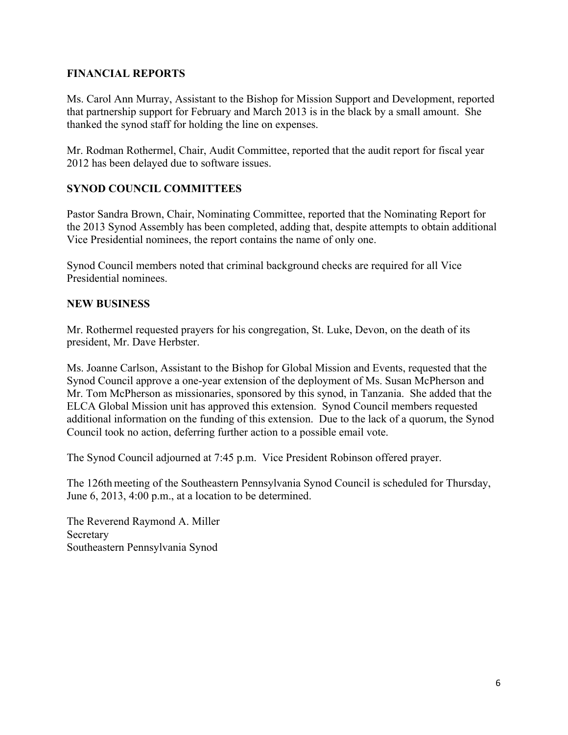## FINANCIAL REPORTS

Ms. Carol Ann Murray, Assistant to the Bishop for Mission Support and Development, reported that partnership support for February and March 2013 is in the black by a small amount. She thanked the synod staff for holding the line on expenses.

Mr. Rodman Rothermel, Chair, Audit Committee, reported that the audit report for fiscal year 2012 has been delayed due to software issues.

## SYNOD COUNCIL COMMITTEES

Pastor Sandra Brown, Chair, Nominating Committee, reported that the Nominating Report for the 2013 Synod Assembly has been completed, adding that, despite attempts to obtain additional Vice Presidential nominees, the report contains the name of only one.

Synod Council members noted that criminal background checks are required for all Vice Presidential nominees.

## NEW BUSINESS

Mr. Rothermel requested prayers for his congregation, St. Luke, Devon, on the death of its president, Mr. Dave Herbster.

Ms. Joanne Carlson, Assistant to the Bishop for Global Mission and Events, requested that the Synod Council approve a one-year extension of the deployment of Ms. Susan McPherson and Mr. Tom McPherson as missionaries, sponsored by this synod, in Tanzania. She added that the ELCA Global Mission unit has approved this extension. Synod Council members requested additional information on the funding of this extension. Due to the lack of a quorum, the Synod Council took no action, deferring further action to a possible email vote.

The Synod Council adjourned at 7:45 p.m. Vice President Robinson offered prayer.

The 126th meeting of the Southeastern Pennsylvania Synod Council is scheduled for Thursday, June 6, 2013, 4:00 p.m., at a location to be determined.

The Reverend Raymond A. Miller
Secretary
Southeastern Pennsylvania Synod